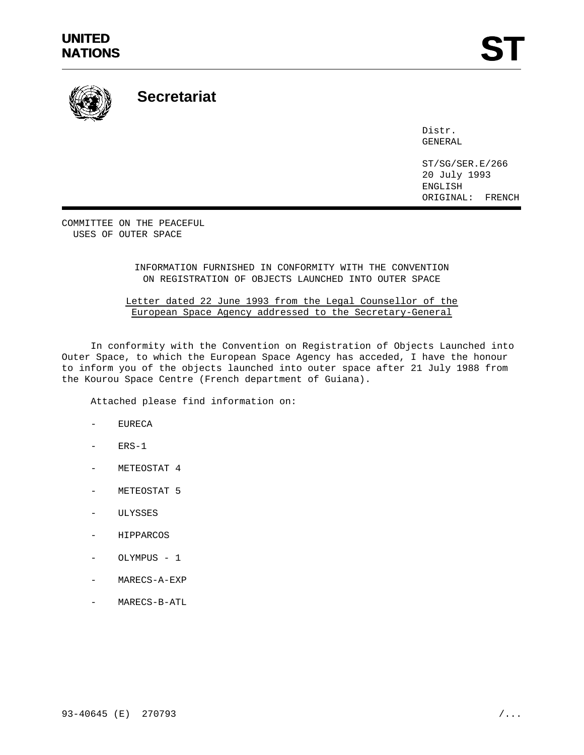**UNITED NATIONS**

# ST

## Secretariat

Distr.
GENERAL

ST/SG/SER.E/266
20 July 1993
ENGLISH
ORIGINAL: FRENCH

COMMITTEE ON THE PEACEFUL
USES OF OUTER SPACE

INFORMATION FURNISHED IN CONFORMITY WITH THE CONVENTION
ON REGISTRATION OF OBJECTS LAUNCHED INTO OUTER SPACE

Letter dated 22 June 1993 from the Legal Counsellor of the
European Space Agency addressed to the Secretary-General

In conformity with the Convention on Registration of Objects Launched into Outer Space, to which the European Space Agency has acceded, I have the honour to inform you of the objects launched into outer space after 21 July 1988 from the Kourou Space Centre (French department of Guiana).

Attached please find information on:

- EURECA
- ERS-1
- METEOSTAT 4
- METEOSTAT 5
- ULYSSES
- HIPPARCOS
- OLYMPUS - 1
- MARECS-A-EXP
- MARECS-B-ATL

93-40645 (E) 270793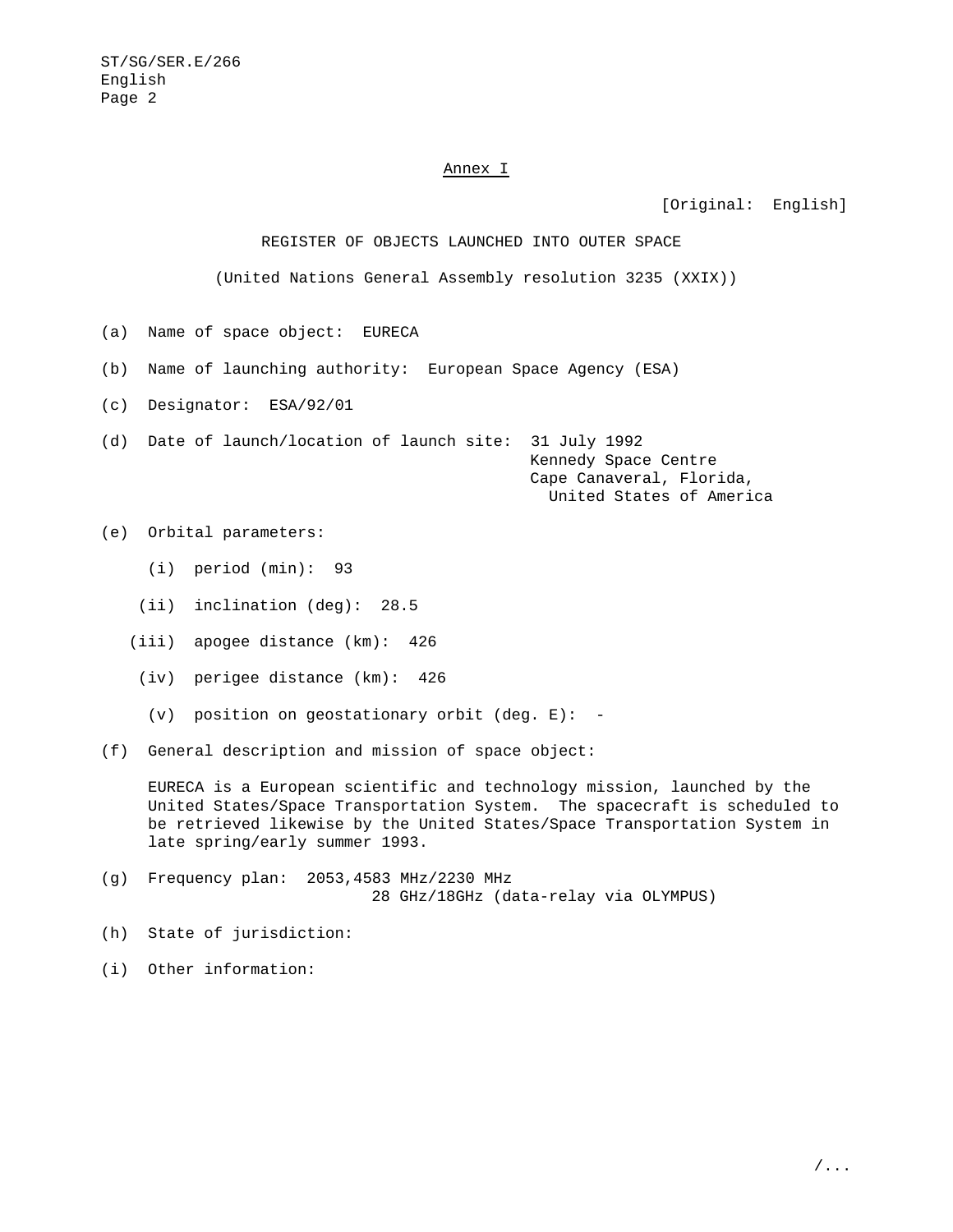Annex I

[Original: English]

REGISTER OF OBJECTS LAUNCHED INTO OUTER SPACE

(United Nations General Assembly resolution 3235 (XXIX))

(a) Name of space object: EURECA

(b) Name of launching authority: European Space Agency (ESA)

(c) Designator: ESA/92/01

(d) Date of launch/location of launch site: 31 July 1992
Kennedy Space Centre
Cape Canaveral, Florida,
United States of America

(e) Orbital parameters:

(i) period (min): 93

(ii) inclination (deg): 28.5

(iii) apogee distance (km): 426

(iv) perigee distance (km): 426

(v) position on geostationary orbit (deg. E): -

(f) General description and mission of space object:

EURECA is a European scientific and technology mission, launched by the United States/Space Transportation System. The spacecraft is scheduled to be retrieved likewise by the United States/Space Transportation System in late spring/early summer 1993.

(g) Frequency plan: 2053,4583 MHz/2230 MHz
28 GHz/18GHz (data-relay via OLYMPUS)

(h) State of jurisdiction:

(i) Other information: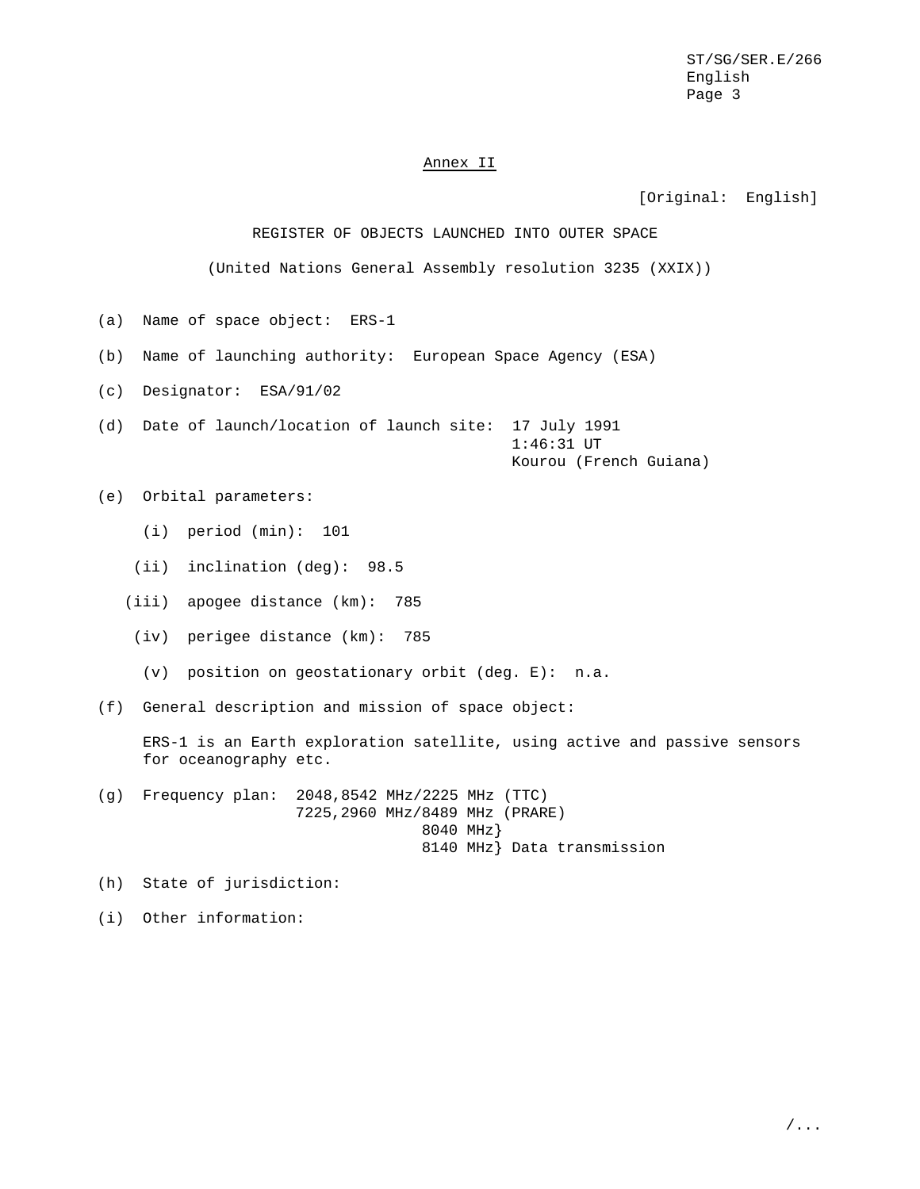Annex II

[Original: English]

REGISTER OF OBJECTS LAUNCHED INTO OUTER SPACE

(United Nations General Assembly resolution 3235 (XXIX))

(a) Name of space object: ERS-1

(b) Name of launching authority: European Space Agency (ESA)

(c) Designator: ESA/91/02

(d) Date of launch/location of launch site: 17 July 1991
1:46:31 UT
Kourou (French Guiana)

(e) Orbital parameters:

(i) period (min): 101

(ii) inclination (deg): 98.5

(iii) apogee distance (km): 785

(iv) perigee distance (km): 785

(v) position on geostationary orbit (deg. E): n.a.

(f) General description and mission of space object:

ERS-1 is an Earth exploration satellite, using active and passive sensors for oceanography etc.

(g) Frequency plan: 2048,8542 MHz/2225 MHz (TTC)
7225,2960 MHz/8489 MHz (PRARE)
8040 MHz}
8140 MHz} Data transmission

(h) State of jurisdiction:

(i) Other information: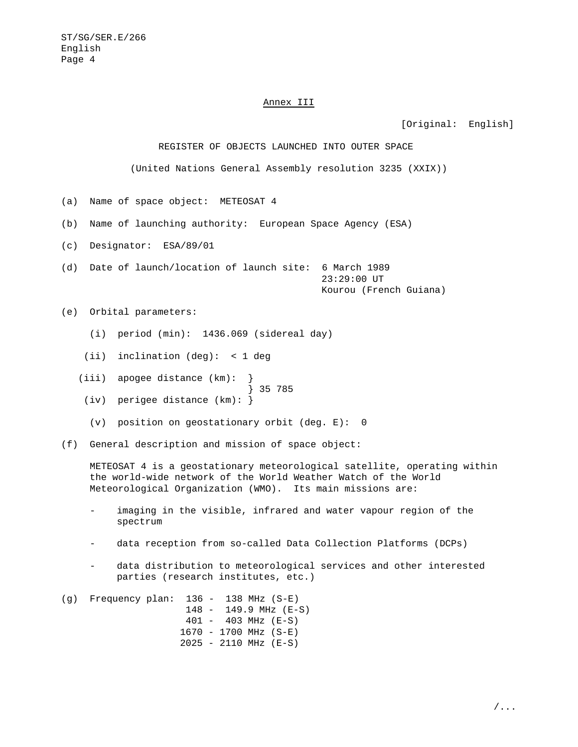## Annex III

[Original: English]

REGISTER OF OBJECTS LAUNCHED INTO OUTER SPACE

(United Nations General Assembly resolution 3235 (XXIX))

(a) Name of space object: METEOSAT 4

(b) Name of launching authority: European Space Agency (ESA)

(c) Designator: ESA/89/01

(d) Date of launch/location of launch site: 6 March 1989
23:29:00 UT
Kourou (French Guiana)

(e) Orbital parameters:

(i) period (min): 1436.069 (sidereal day)

(ii) inclination (deg): < 1 deg

(iii) apogee distance (km): } 35 785

(iv) perigee distance (km): } 35 785

(v) position on geostationary orbit (deg. E): 0

(f) General description and mission of space object:

METEOSAT 4 is a geostationary meteorological satellite, operating within the world-wide network of the World Weather Watch of the World Meteorological Organization (WMO). Its main missions are:

- imaging in the visible, infrared and water vapour region of the spectrum
- data reception from so-called Data Collection Platforms (DCPs)
- data distribution to meteorological services and other interested parties (research institutes, etc.)

(g) Frequency plan:

136 - 138 MHz (S-E)
148 - 149.9 MHz (E-S)
401 - 403 MHz (E-S)
1670 - 1700 MHz (S-E)
2025 - 2110 MHz (E-S)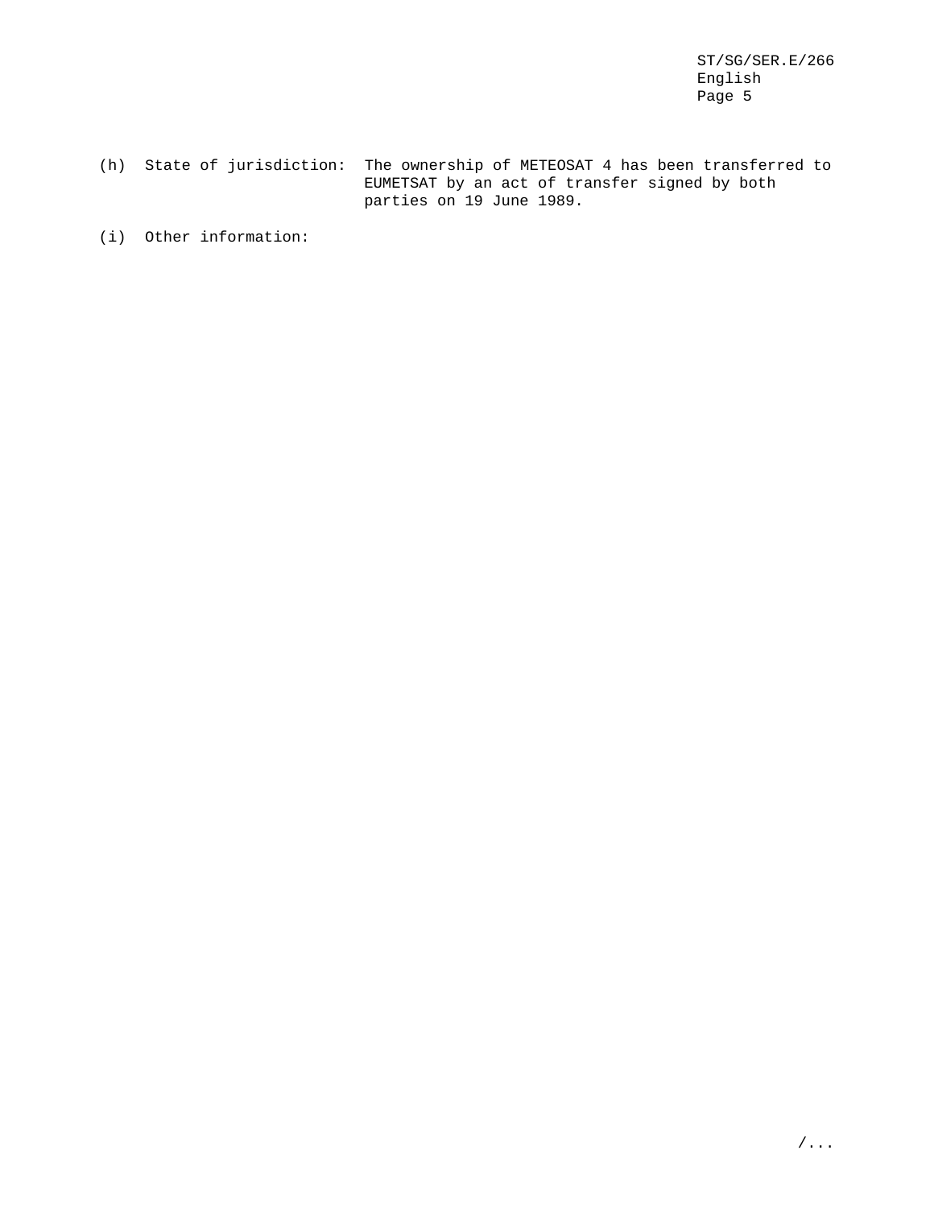(h) State of jurisdiction: The ownership of METEOSAT 4 has been transferred to EUMETSAT by an act of transfer signed by both parties on 19 June 1989.

(i) Other information:

/...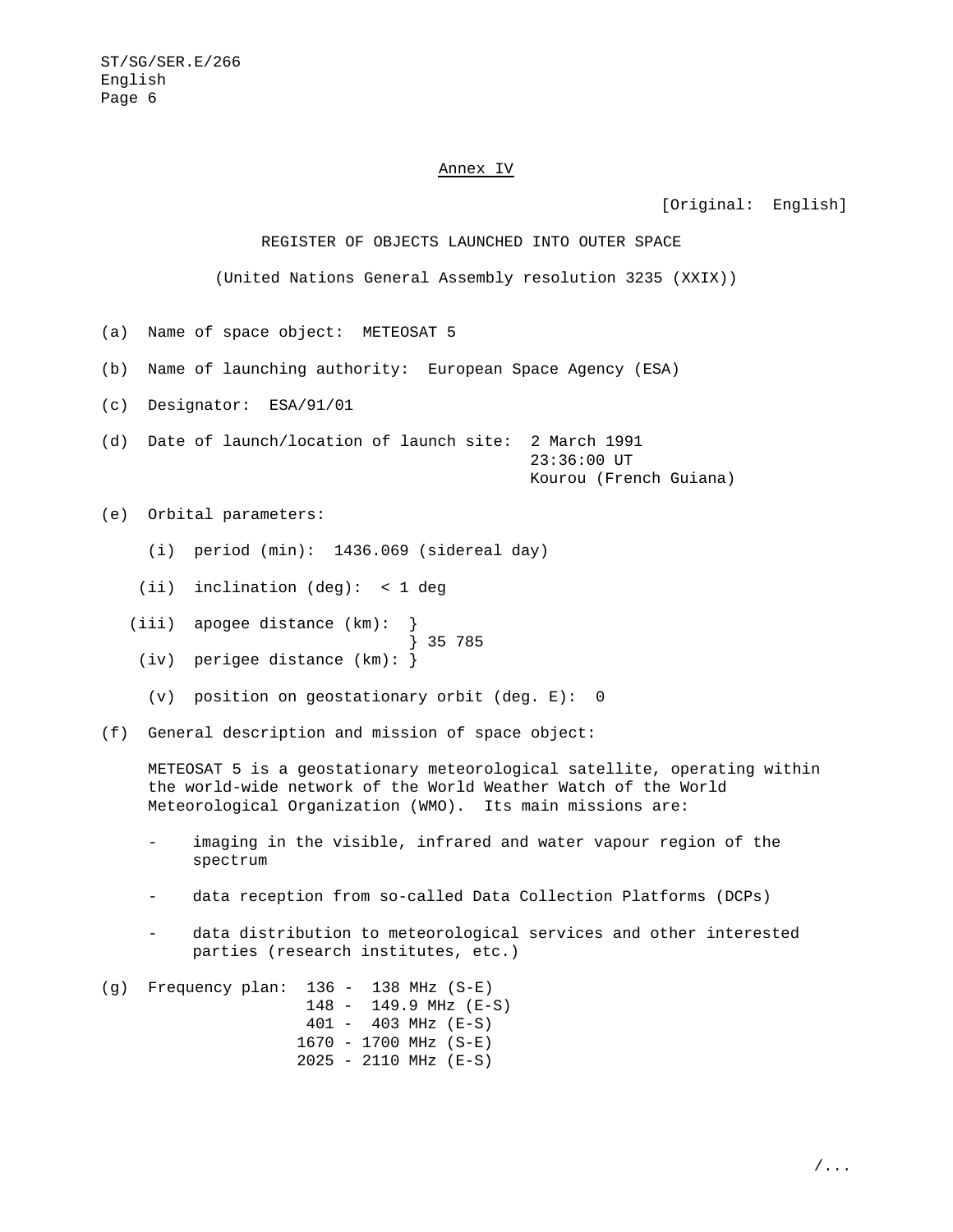Annex IV

[Original: English]

REGISTER OF OBJECTS LAUNCHED INTO OUTER SPACE

(United Nations General Assembly resolution 3235 (XXIX))

(a) Name of space object: METEOSAT 5

(b) Name of launching authority: European Space Agency (ESA)

(c) Designator: ESA/91/01

(d) Date of launch/location of launch site: 2 March 1991
23:36:00 UT
Kourou (French Guiana)

(e) Orbital parameters:

(i) period (min): 1436.069 (sidereal day)

(ii) inclination (deg): < 1 deg

(iii) apogee distance (km): }
} 35 785
(iv) perigee distance (km): }

(v) position on geostationary orbit (deg. E): 0

(f) General description and mission of space object:

METEOSAT 5 is a geostationary meteorological satellite, operating within the world-wide network of the World Weather Watch of the World Meteorological Organization (WMO). Its main missions are:

- imaging in the visible, infrared and water vapour region of the spectrum
- data reception from so-called Data Collection Platforms (DCPs)
- data distribution to meteorological services and other interested parties (research institutes, etc.)

(g) Frequency plan:
136 - 138 MHz (S-E)
148 - 149.9 MHz (E-S)
401 - 403 MHz (E-S)
1670 - 1700 MHz (S-E)
2025 - 2110 MHz (E-S)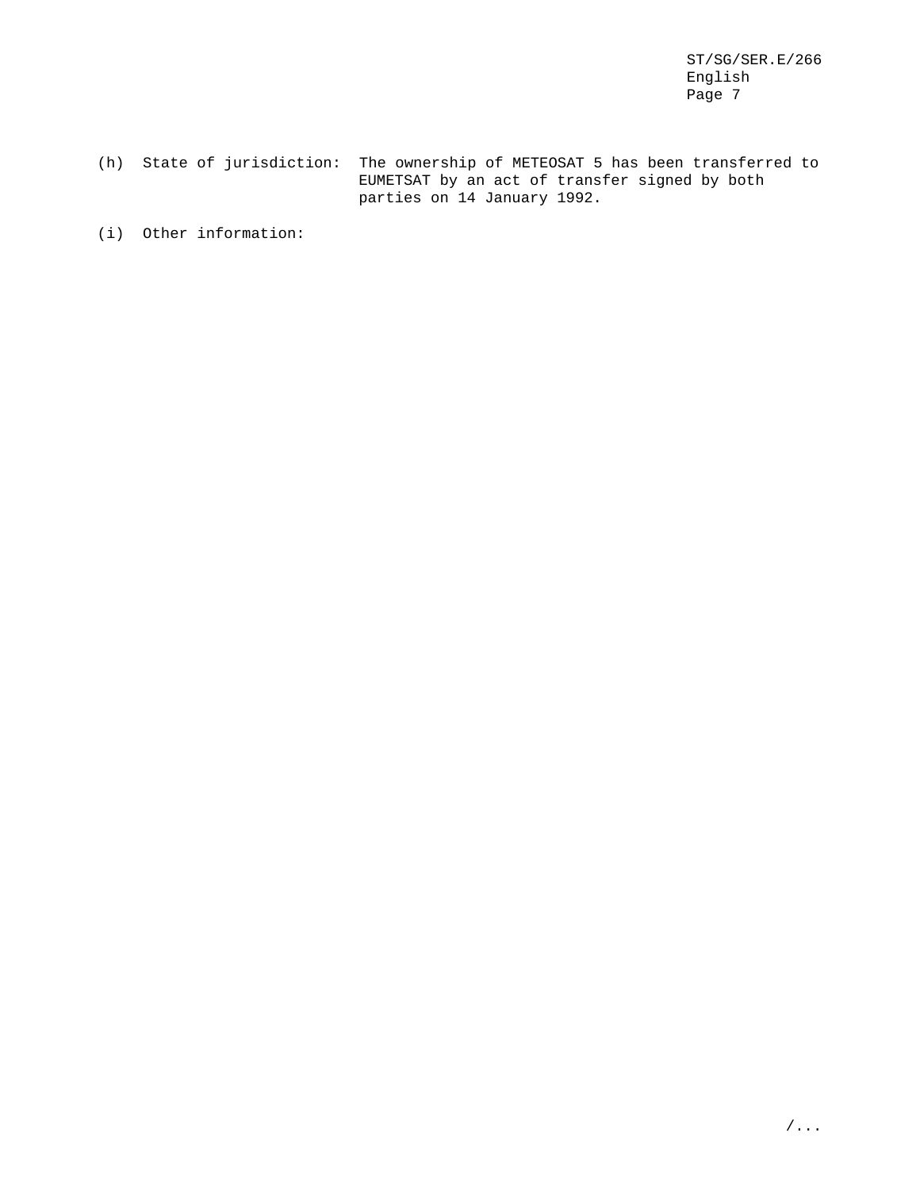(h) State of jurisdiction: The ownership of METEOSAT 5 has been transferred to EUMETSAT by an act of transfer signed by both parties on 14 January 1992.

(i) Other information: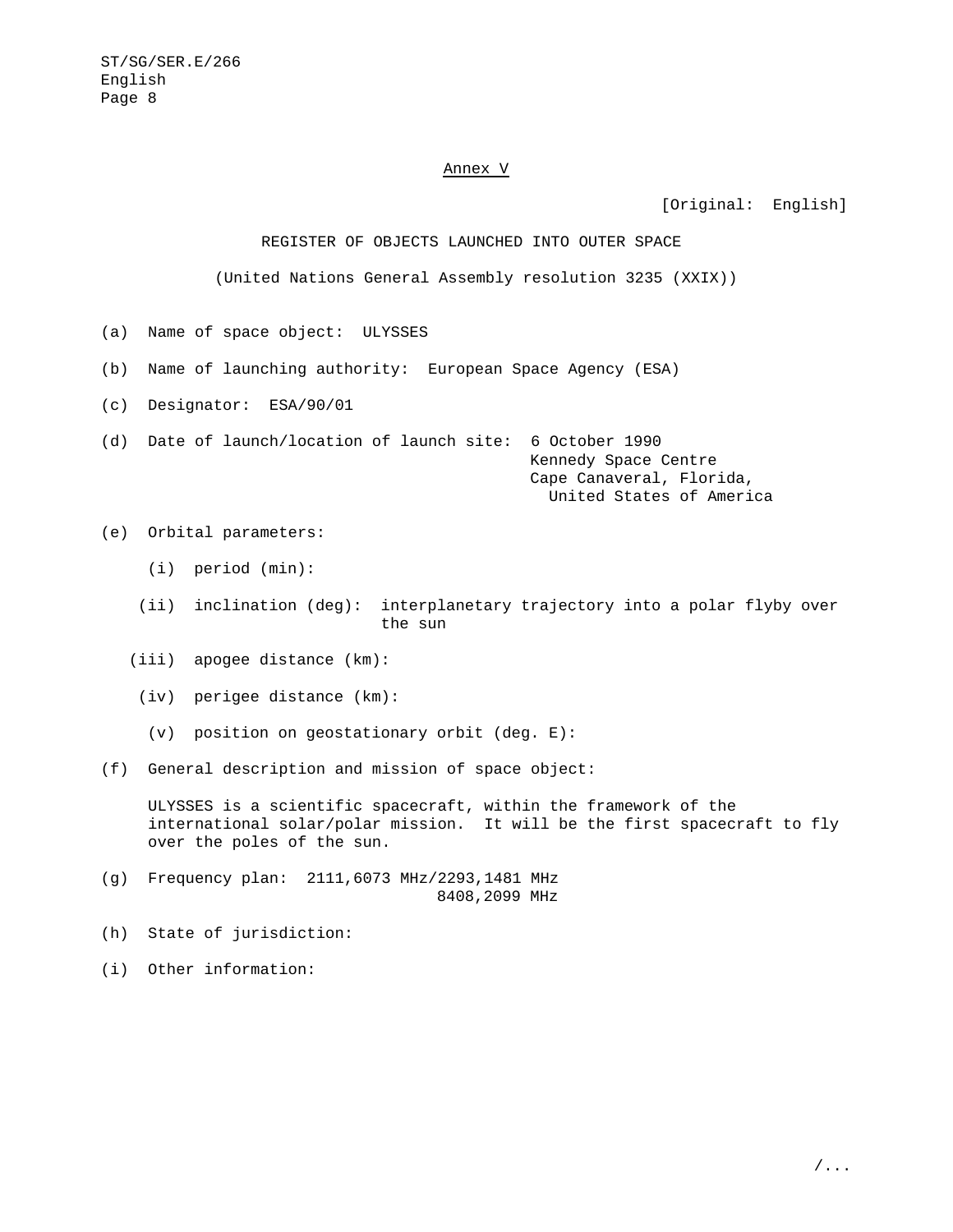Annex V

[Original: English]

REGISTER OF OBJECTS LAUNCHED INTO OUTER SPACE

(United Nations General Assembly resolution 3235 (XXIX))

(a) Name of space object: ULYSSES

(b) Name of launching authority: European Space Agency (ESA)

(c) Designator: ESA/90/01

(d) Date of launch/location of launch site: 6 October 1990
Kennedy Space Centre
Cape Canaveral, Florida,
United States of America

(e) Orbital parameters:

(i) period (min):

(ii) inclination (deg): interplanetary trajectory into a polar flyby over the sun

(iii) apogee distance (km):

(iv) perigee distance (km):

(v) position on geostationary orbit (deg. E):

(f) General description and mission of space object:

ULYSSES is a scientific spacecraft, within the framework of the international solar/polar mission. It will be the first spacecraft to fly over the poles of the sun.

(g) Frequency plan: 2111,6073 MHz/2293,1481 MHz
8408,2099 MHz

(h) State of jurisdiction:

(i) Other information: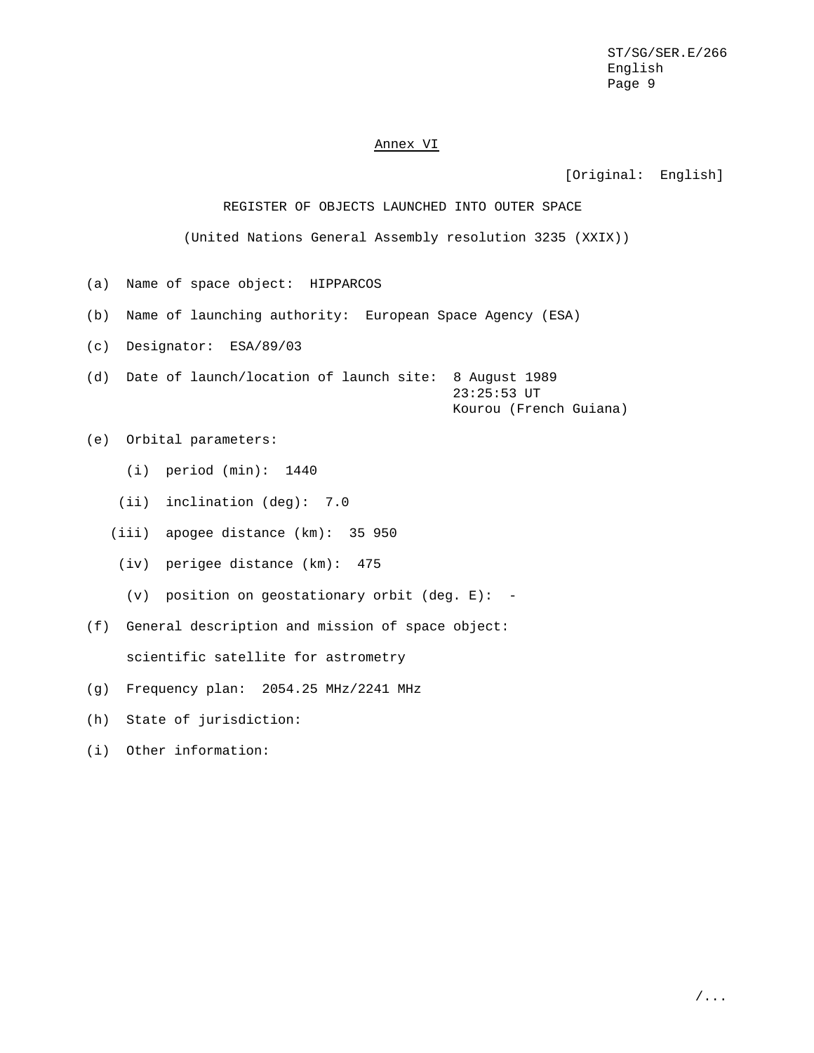## Annex VI

[Original: English]

### REGISTER OF OBJECTS LAUNCHED INTO OUTER SPACE

(United Nations General Assembly resolution 3235 (XXIX))

(a) Name of space object: HIPPARCOS

(b) Name of launching authority: European Space Agency (ESA)

(c) Designator: ESA/89/03

(d) Date of launch/location of launch site: 8 August 1989
23:25:53 UT
Kourou (French Guiana)

(e) Orbital parameters:

- (i) period (min): 1440
- (ii) inclination (deg): 7.0
- (iii) apogee distance (km): 35 950
- (iv) perigee distance (km): 475
- (v) position on geostationary orbit (deg. E): -

(f) General description and mission of space object:

scientific satellite for astrometry

(g) Frequency plan: 2054.25 MHz/2241 MHz

(h) State of jurisdiction:

(i) Other information: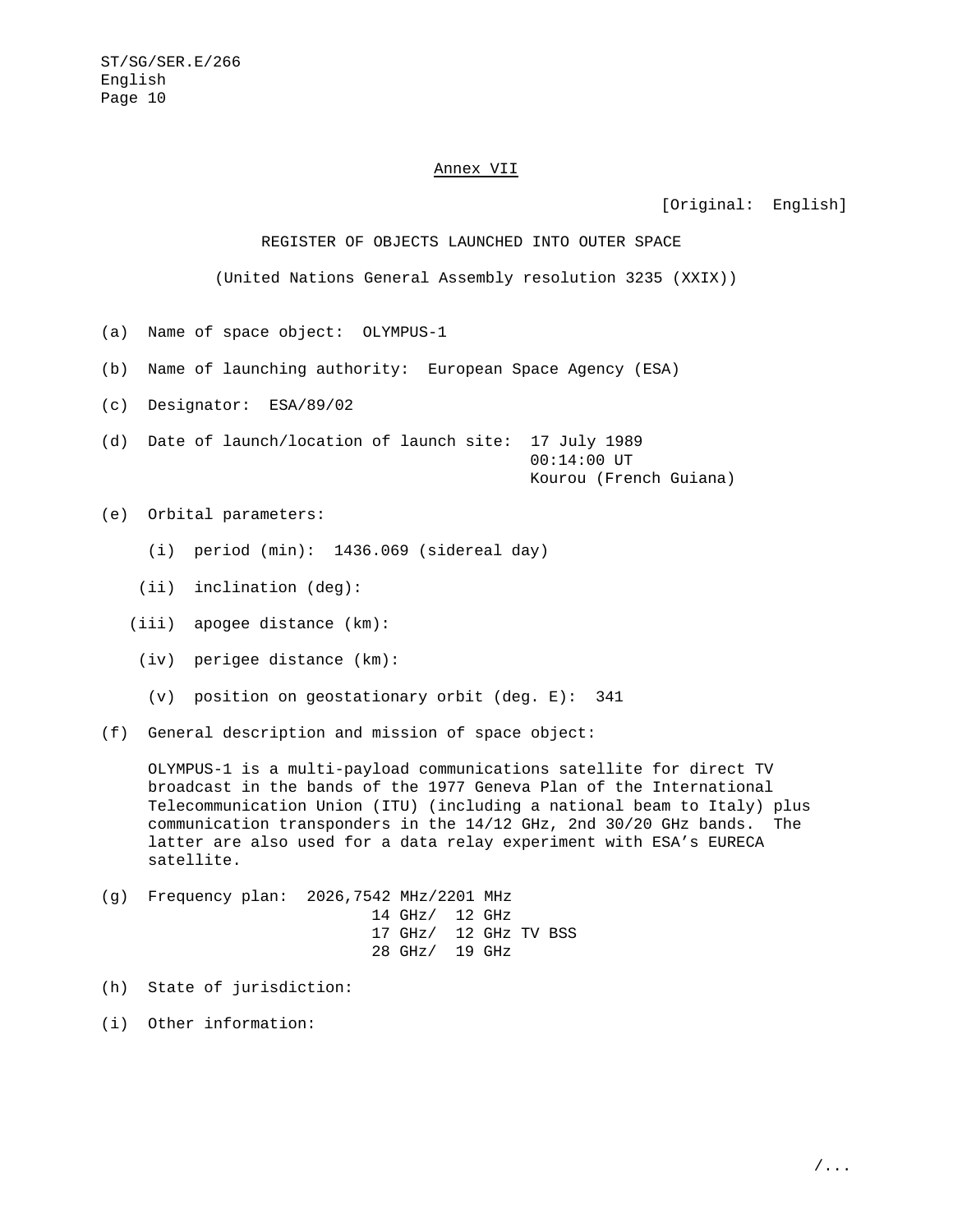## Annex VII

[Original: English]

### REGISTER OF OBJECTS LAUNCHED INTO OUTER SPACE

(United Nations General Assembly resolution 3235 (XXIX))

(a) Name of space object: OLYMPUS-1

(b) Name of launching authority: European Space Agency (ESA)

(c) Designator: ESA/89/02

(d) Date of launch/location of launch site: 17 July 1989
00:14:00 UT
Kourou (French Guiana)

(e) Orbital parameters:

(i) period (min): 1436.069 (sidereal day)

(ii) inclination (deg):

(iii) apogee distance (km):

(iv) perigee distance (km):

(v) position on geostationary orbit (deg. E): 341

(f) General description and mission of space object:

OLYMPUS-1 is a multi-payload communications satellite for direct TV broadcast in the bands of the 1977 Geneva Plan of the International Telecommunication Union (ITU) (including a national beam to Italy) plus communication transponders in the 14/12 GHz, 2nd 30/20 GHz bands. The latter are also used for a data relay experiment with ESA's EURECA satellite.

(g) Frequency plan: 2026,7542 MHz/2201 MHz
14 GHz/ 12 GHz
17 GHz/ 12 GHz TV BSS
28 GHz/ 19 GHz

(h) State of jurisdiction:

(i) Other information: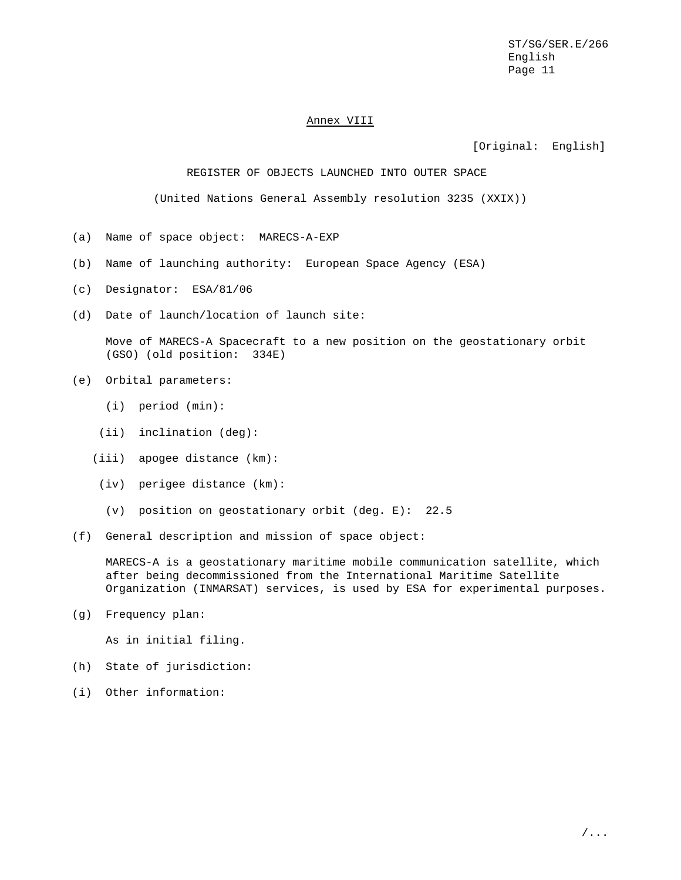# Annex VIII

[Original: English]

## REGISTER OF OBJECTS LAUNCHED INTO OUTER SPACE

(United Nations General Assembly resolution 3235 (XXIX))

(a) Name of space object: MARECS-A-EXP

(b) Name of launching authority: European Space Agency (ESA)

(c) Designator: ESA/81/06

(d) Date of launch/location of launch site:

Move of MARECS-A Spacecraft to a new position on the geostationary orbit (GSO) (old position: 334E)

(e) Orbital parameters:

(i) period (min):

(ii) inclination (deg):

(iii) apogee distance (km):

(iv) perigee distance (km):

(v) position on geostationary orbit (deg. E): 22.5

(f) General description and mission of space object:

MARECS-A is a geostationary maritime mobile communication satellite, which after being decommissioned from the International Maritime Satellite Organization (INMARSAT) services, is used by ESA for experimental purposes.

(g) Frequency plan:

As in initial filing.

(h) State of jurisdiction:

(i) Other information: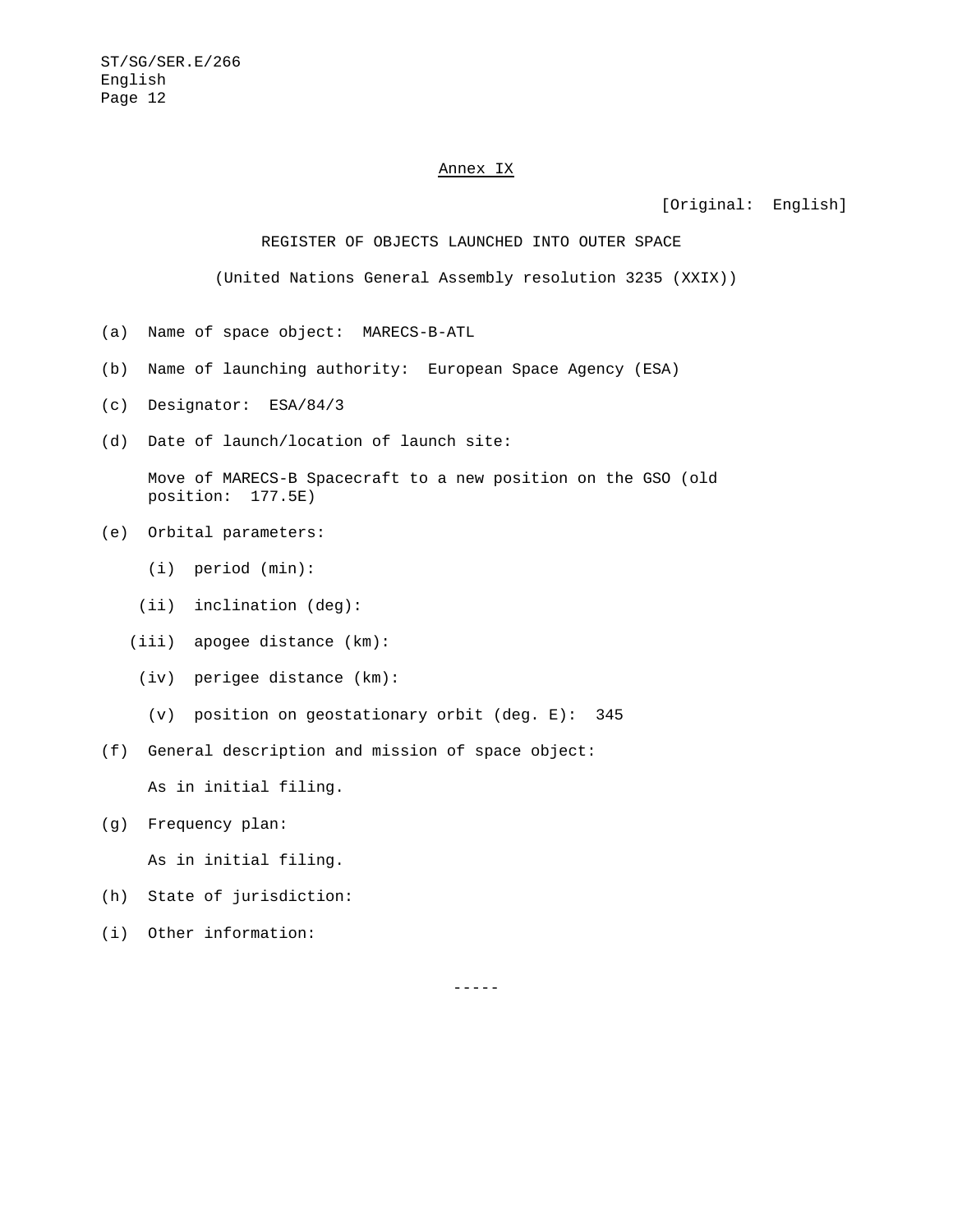## Annex IX

[Original: English]

REGISTER OF OBJECTS LAUNCHED INTO OUTER SPACE

(United Nations General Assembly resolution 3235 (XXIX))

(a) Name of space object: MARECS-B-ATL

(b) Name of launching authority: European Space Agency (ESA)

(c) Designator: ESA/84/3

(d) Date of launch/location of launch site:

Move of MARECS-B Spacecraft to a new position on the GSO (old position: 177.5E)

(e) Orbital parameters:

(i) period (min):

(ii) inclination (deg):

(iii) apogee distance (km):

(iv) perigee distance (km):

(v) position on geostationary orbit (deg. E): 345

(f) General description and mission of space object:

As in initial filing.

(g) Frequency plan:

As in initial filing.

(h) State of jurisdiction:

(i) Other information:

-----